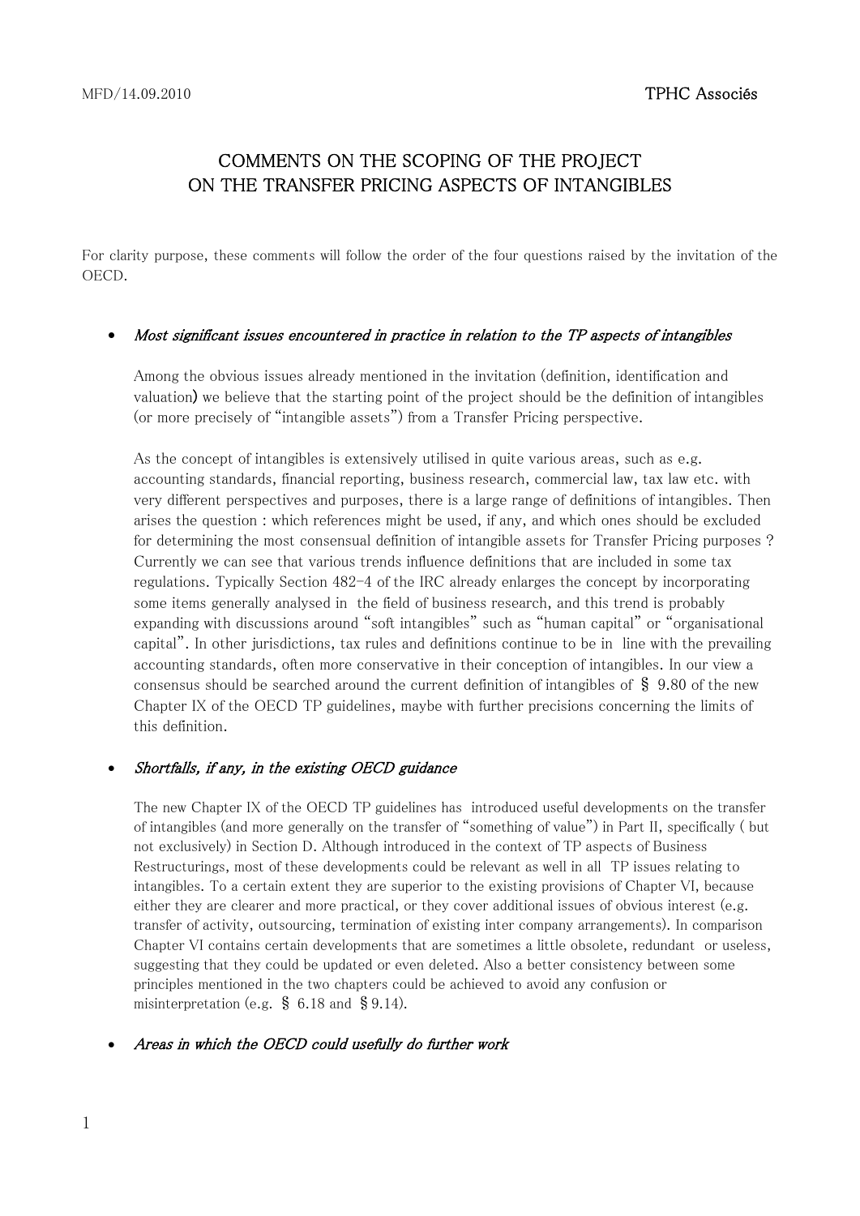MFD/14.09.2010 TPHC Associés

# COMMENTS ON THE SCOPING OF THE PROJECT ON THE TRANSFER PRICING ASPECTS OF INTANGIBLES

For clarity purpose, these comments will follow the order of the four questions raised by the invitation of the OECD.

- ***Most significant issues encountered in practice in relation to the TP aspects of intangibles***

  Among the obvious issues already mentioned in the invitation (definition, identification and valuation) we believe that the starting point of the project should be the definition of intangibles (or more precisely of "intangible assets") from a Transfer Pricing perspective.

  As the concept of intangibles is extensively utilised in quite various areas, such as e.g. accounting standards, financial reporting, business research, commercial law, tax law etc. with very different perspectives and purposes, there is a large range of definitions of intangibles. Then arises the question : which references might be used, if any, and which ones should be excluded for determining the most consensual definition of intangible assets for Transfer Pricing purposes ? Currently we can see that various trends influence definitions that are included in some tax regulations. Typically Section 482-4 of the IRC already enlarges the concept by incorporating some items generally analysed in the field of business research, and this trend is probably expanding with discussions around "soft intangibles" such as "human capital" or "organisational capital". In other jurisdictions, tax rules and definitions continue to be in line with the prevailing accounting standards, often more conservative in their conception of intangibles. In our view a consensus should be searched around the current definition of intangibles of § 9.80 of the new Chapter IX of the OECD TP guidelines, maybe with further precisions concerning the limits of this definition.

- ***Shortfalls, if any, in the existing OECD guidance***

  The new Chapter IX of the OECD TP guidelines has introduced useful developments on the transfer of intangibles (and more generally on the transfer of "something of value") in Part II, specifically ( but not exclusively) in Section D. Although introduced in the context of TP aspects of Business Restructurings, most of these developments could be relevant as well in all TP issues relating to intangibles. To a certain extent they are superior to the existing provisions of Chapter VI, because either they are clearer and more practical, or they cover additional issues of obvious interest (e.g. transfer of activity, outsourcing, termination of existing inter company arrangements). In comparison Chapter VI contains certain developments that are sometimes a little obsolete, redundant or useless, suggesting that they could be updated or even deleted. Also a better consistency between some principles mentioned in the two chapters could be achieved to avoid any confusion or misinterpretation (e.g. § 6.18 and § 9.14).

- ***Areas in which the OECD could usefully do further work***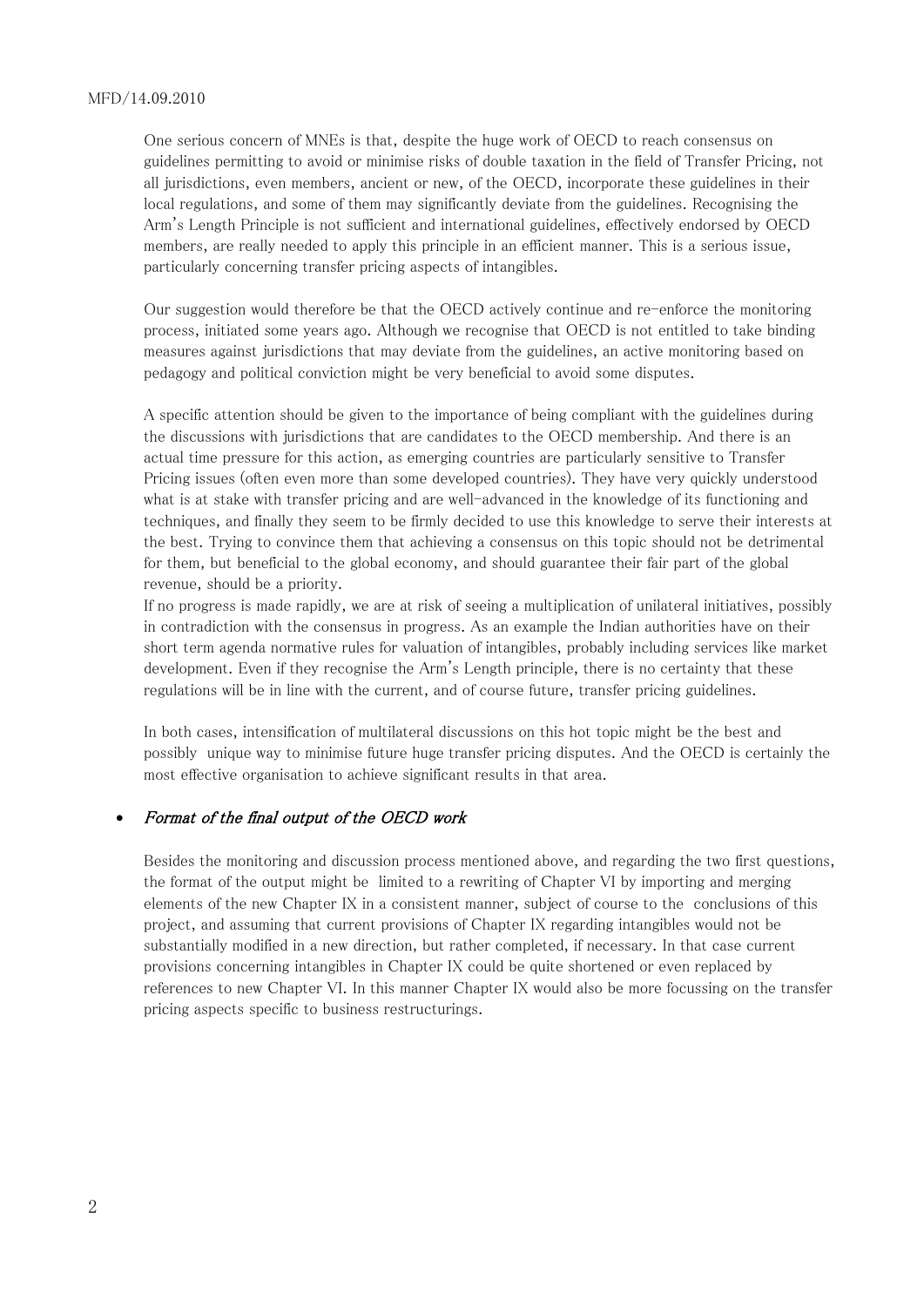One serious concern of MNEs is that, despite the huge work of OECD to reach consensus on guidelines permitting to avoid or minimise risks of double taxation in the field of Transfer Pricing, not all jurisdictions, even members, ancient or new, of the OECD, incorporate these guidelines in their local regulations, and some of them may significantly deviate from the guidelines. Recognising the Arm's Length Principle is not sufficient and international guidelines, effectively endorsed by OECD members, are really needed to apply this principle in an efficient manner. This is a serious issue, particularly concerning transfer pricing aspects of intangibles.

Our suggestion would therefore be that the OECD actively continue and re-enforce the monitoring process, initiated some years ago. Although we recognise that OECD is not entitled to take binding measures against jurisdictions that may deviate from the guidelines, an active monitoring based on pedagogy and political conviction might be very beneficial to avoid some disputes.

A specific attention should be given to the importance of being compliant with the guidelines during the discussions with jurisdictions that are candidates to the OECD membership. And there is an actual time pressure for this action, as emerging countries are particularly sensitive to Transfer Pricing issues (often even more than some developed countries). They have very quickly understood what is at stake with transfer pricing and are well-advanced in the knowledge of its functioning and techniques, and finally they seem to be firmly decided to use this knowledge to serve their interests at the best. Trying to convince them that achieving a consensus on this topic should not be detrimental for them, but beneficial to the global economy, and should guarantee their fair part of the global revenue, should be a priority.
If no progress is made rapidly, we are at risk of seeing a multiplication of unilateral initiatives, possibly in contradiction with the consensus in progress. As an example the Indian authorities have on their short term agenda normative rules for valuation of intangibles, probably including services like market development. Even if they recognise the Arm's Length principle, there is no certainty that these regulations will be in line with the current, and of course future, transfer pricing guidelines.

In both cases, intensification of multilateral discussions on this hot topic might be the best and possibly unique way to minimise future huge transfer pricing disputes. And the OECD is certainly the most effective organisation to achieve significant results in that area.

- *Format of the final output of the OECD work*

Besides the monitoring and discussion process mentioned above, and regarding the two first questions, the format of the output might be limited to a rewriting of Chapter VI by importing and merging elements of the new Chapter IX in a consistent manner, subject of course to the conclusions of this project, and assuming that current provisions of Chapter IX regarding intangibles would not be substantially modified in a new direction, but rather completed, if necessary. In that case current provisions concerning intangibles in Chapter IX could be quite shortened or even replaced by references to new Chapter VI. In this manner Chapter IX would also be more focussing on the transfer pricing aspects specific to business restructurings.